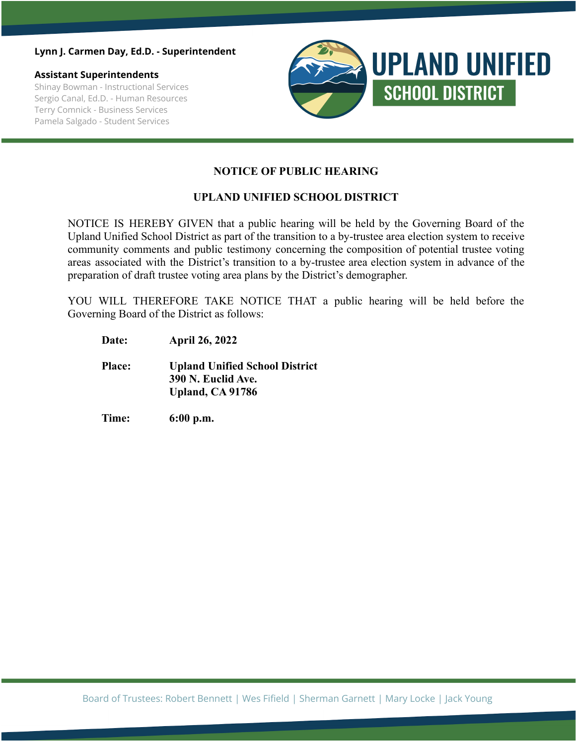**Lynn J. Carmen Day, Ed.D. - Superintendent**

**Assistant Superintendents**

Shinay Bowman - Instructional Services
Sergio Canal, Ed.D. - Human Resources
Terry Comnick - Business Services
Pamela Salgado - Student Services

**UPLAND UNIFIED SCHOOL DISTRICT**

# NOTICE OF PUBLIC HEARING

## UPLAND UNIFIED SCHOOL DISTRICT

NOTICE IS HEREBY GIVEN that a public hearing will be held by the Governing Board of the Upland Unified School District as part of the transition to a by-trustee area election system to receive community comments and public testimony concerning the composition of potential trustee voting areas associated with the District's transition to a by-trustee area election system in advance of the preparation of draft trustee voting area plans by the District's demographer.

YOU WILL THEREFORE TAKE NOTICE THAT a public hearing will be held before the Governing Board of the District as follows:

**Date:** **April 26, 2022**

**Place:** **Upland Unified School District**
**390 N. Euclid Ave.**
**Upland, CA 91786**

**Time:** **6:00 p.m.**

Board of Trustees: Robert Bennett | Wes Fifield | Sherman Garnett | Mary Locke | Jack Young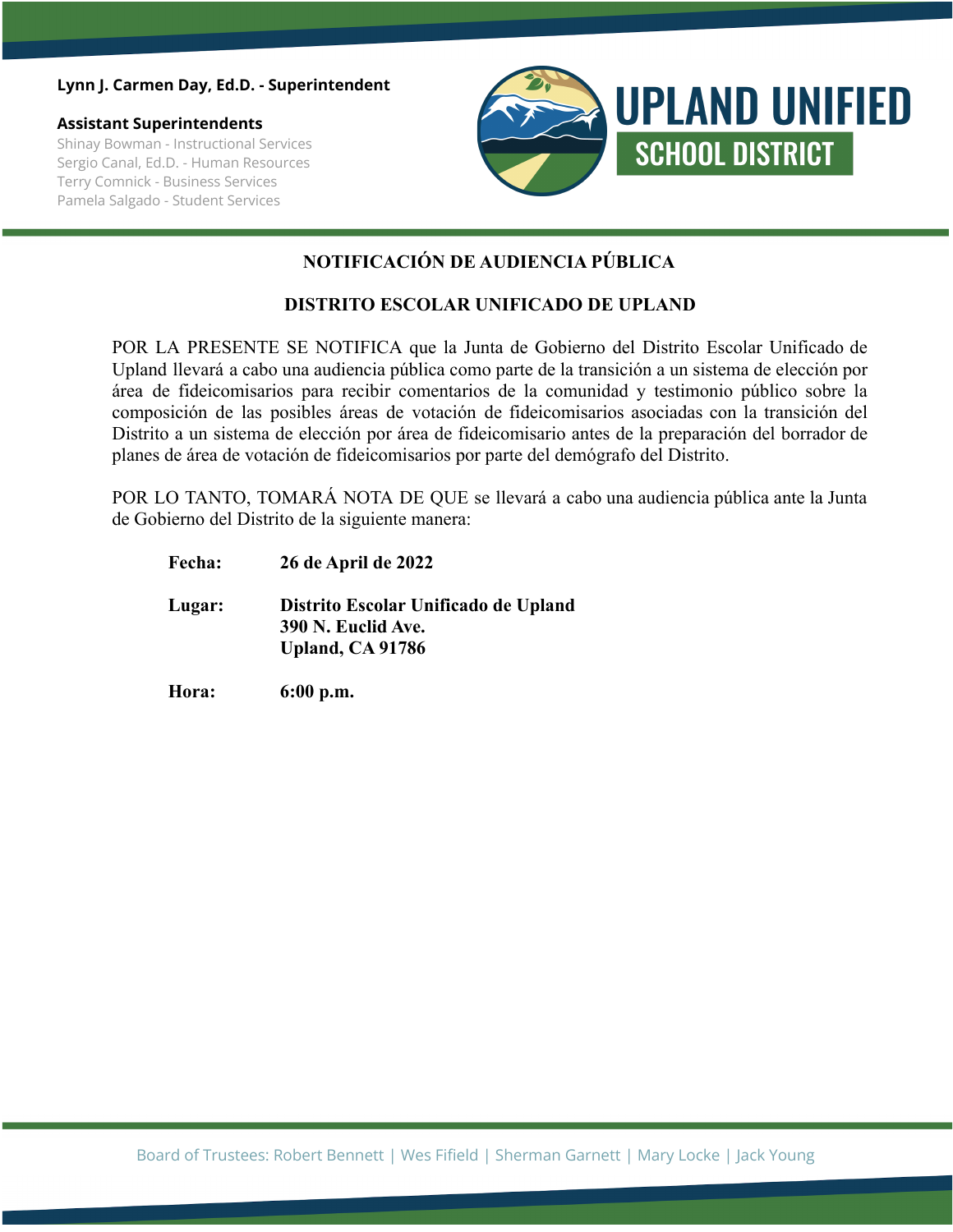Lynn J. Carmen Day, Ed.D. - Superintendent

**Assistant Superintendents**

Shinay Bowman - Instructional Services
Sergio Canal, Ed.D. - Human Resources
Terry Comnick - Business Services
Pamela Salgado - Student Services

UPLAND UNIFIED SCHOOL DISTRICT

# NOTIFICACIÓN DE AUDIENCIA PÚBLICA

## DISTRITO ESCOLAR UNIFICADO DE UPLAND

POR LA PRESENTE SE NOTIFICA que la Junta de Gobierno del Distrito Escolar Unificado de Upland llevará a cabo una audiencia pública como parte de la transición a un sistema de elección por área de fideicomisarios para recibir comentarios de la comunidad y testimonio público sobre la composición de las posibles áreas de votación de fideicomisarios asociadas con la transición del Distrito a un sistema de elección por área de fideicomisario antes de la preparación del borrador de planes de área de votación de fideicomisarios por parte del demógrafo del Distrito.

POR LO TANTO, TOMARÁ NOTA DE QUE se llevará a cabo una audiencia pública ante la Junta de Gobierno del Distrito de la siguiente manera:

**Fecha:** **26 de April de 2022**

**Lugar:** **Distrito Escolar Unificado de Upland**
**390 N. Euclid Ave.**
**Upland, CA 91786**

**Hora:** **6:00 p.m.**

Board of Trustees: Robert Bennett | Wes Fifield | Sherman Garnett | Mary Locke | Jack Young